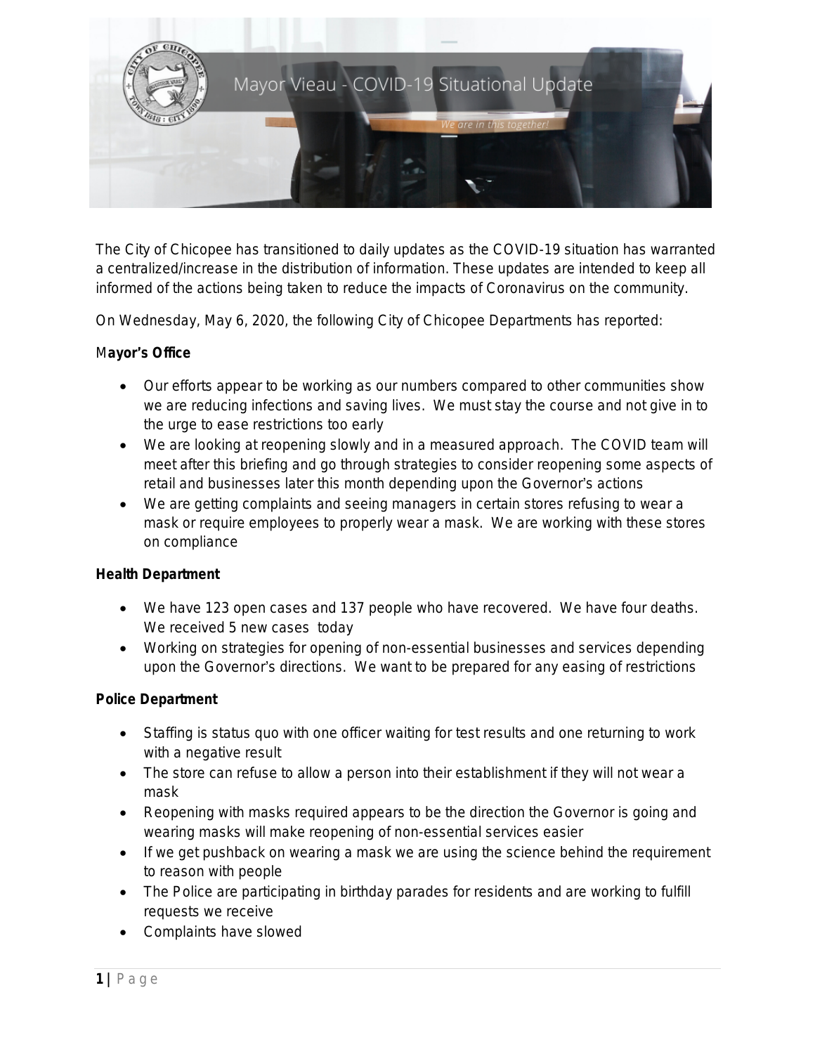# Mayor Vieau - COVID-19 Situational Update

*We are in this together!*

The City of Chicopee has transitioned to daily updates as the COVID-19 situation has warranted a centralized/increase in the distribution of information. These updates are intended to keep all informed of the actions being taken to reduce the impacts of Coronavirus on the community.

On Wednesday, May 6, 2020, the following City of Chicopee Departments has reported:

**Mayor's Office**

- Our efforts appear to be working as our numbers compared to other communities show we are reducing infections and saving lives. We must stay the course and not give in to the urge to ease restrictions too early
- We are looking at reopening slowly and in a measured approach. The COVID team will meet after this briefing and go through strategies to consider reopening some aspects of retail and businesses later this month depending upon the Governor's actions
- We are getting complaints and seeing managers in certain stores refusing to wear a mask or require employees to properly wear a mask. We are working with these stores on compliance

**Health Department**

- We have 123 open cases and 137 people who have recovered. We have four deaths. We received 5 new cases today
- Working on strategies for opening of non-essential businesses and services depending upon the Governor's directions. We want to be prepared for any easing of restrictions

**Police Department**

- Staffing is status quo with one officer waiting for test results and one returning to work with a negative result
- The store can refuse to allow a person into their establishment if they will not wear a mask
- Reopening with masks required appears to be the direction the Governor is going and wearing masks will make reopening of non-essential services easier
- If we get pushback on wearing a mask we are using the science behind the requirement to reason with people
- The Police are participating in birthday parades for residents and are working to fulfill requests we receive
- Complaints have slowed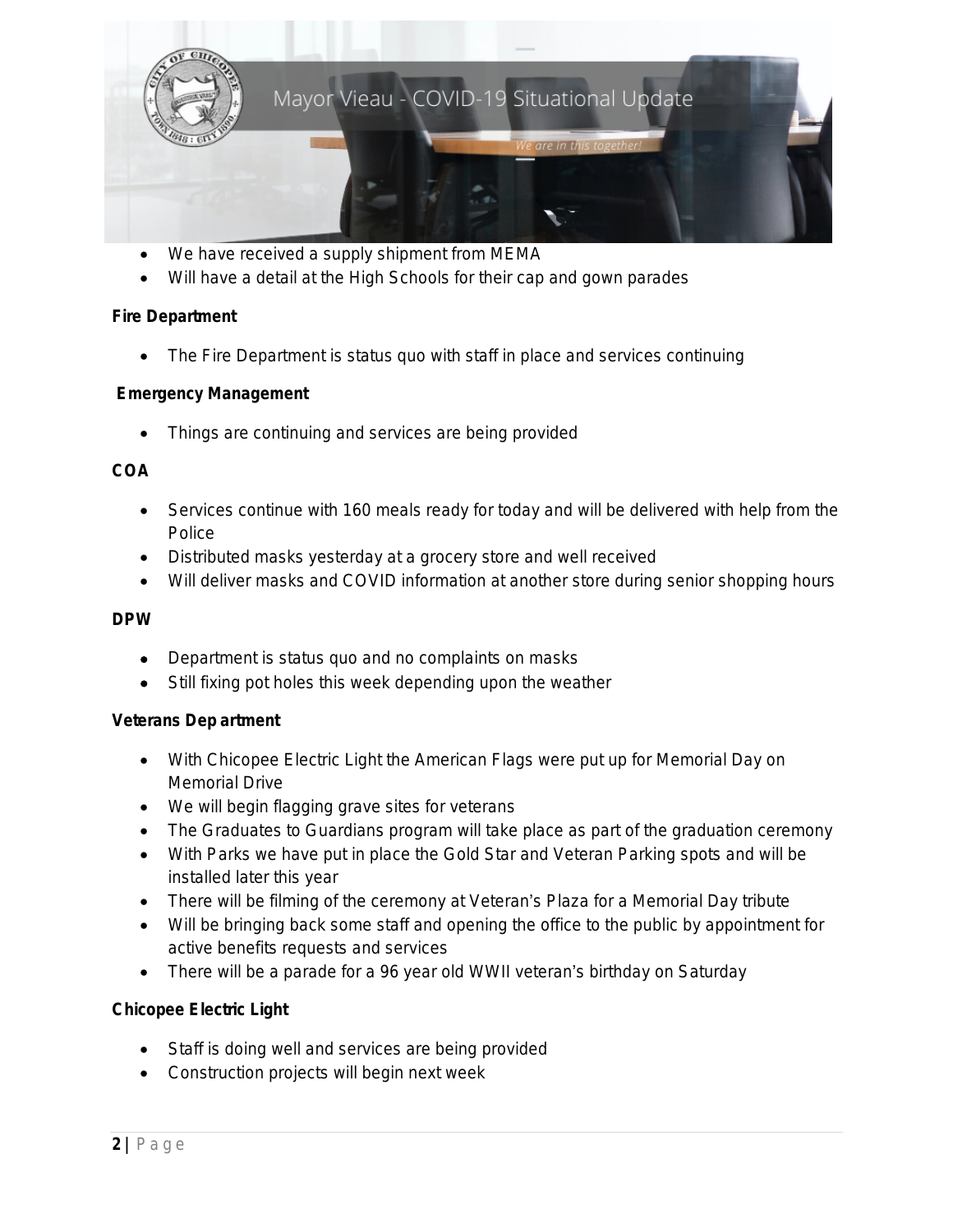- We have received a supply shipment from MEMA
- Will have a detail at the High Schools for their cap and gown parades

**Fire Department**

- The Fire Department is status quo with staff in place and services continuing

**Emergency Management**

- Things are continuing and services are being provided

**COA**

- Services continue with 160 meals ready for today and will be delivered with help from the Police
- Distributed masks yesterday at a grocery store and well received
- Will deliver masks and COVID information at another store during senior shopping hours

**DPW**

- Department is status quo and no complaints on masks
- Still fixing pot holes this week depending upon the weather

**Veterans Department**

- With Chicopee Electric Light the American Flags were put up for Memorial Day on Memorial Drive
- We will begin flagging grave sites for veterans
- The Graduates to Guardians program will take place as part of the graduation ceremony
- With Parks we have put in place the Gold Star and Veteran Parking spots and will be installed later this year
- There will be filming of the ceremony at Veteran's Plaza for a Memorial Day tribute
- Will be bringing back some staff and opening the office to the public by appointment for active benefits requests and services
- There will be a parade for a 96 year old WWII veteran's birthday on Saturday

**Chicopee Electric Light**

- Staff is doing well and services are being provided
- Construction projects will begin next week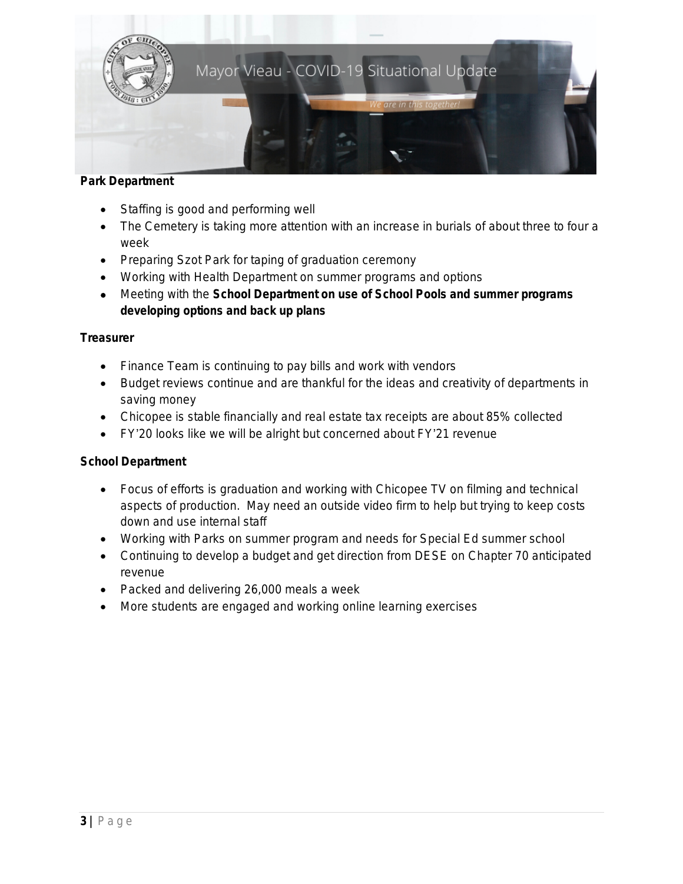## Park Department

- Staffing is good and performing well
- The Cemetery is taking more attention with an increase in burials of about three to four a week
- Preparing Szot Park for taping of graduation ceremony
- Working with Health Department on summer programs and options
- Meeting with the **School Department on use of School Pools and summer programs developing options and back up plans**

## Treasurer

- Finance Team is continuing to pay bills and work with vendors
- Budget reviews continue and are thankful for the ideas and creativity of departments in saving money
- Chicopee is stable financially and real estate tax receipts are about 85% collected
- FY'20 looks like we will be alright but concerned about FY'21 revenue

## School Department

- Focus of efforts is graduation and working with Chicopee TV on filming and technical aspects of production. May need an outside video firm to help but trying to keep costs down and use internal staff
- Working with Parks on summer program and needs for Special Ed summer school
- Continuing to develop a budget and get direction from DESE on Chapter 70 anticipated revenue
- Packed and delivering 26,000 meals a week
- More students are engaged and working online learning exercises